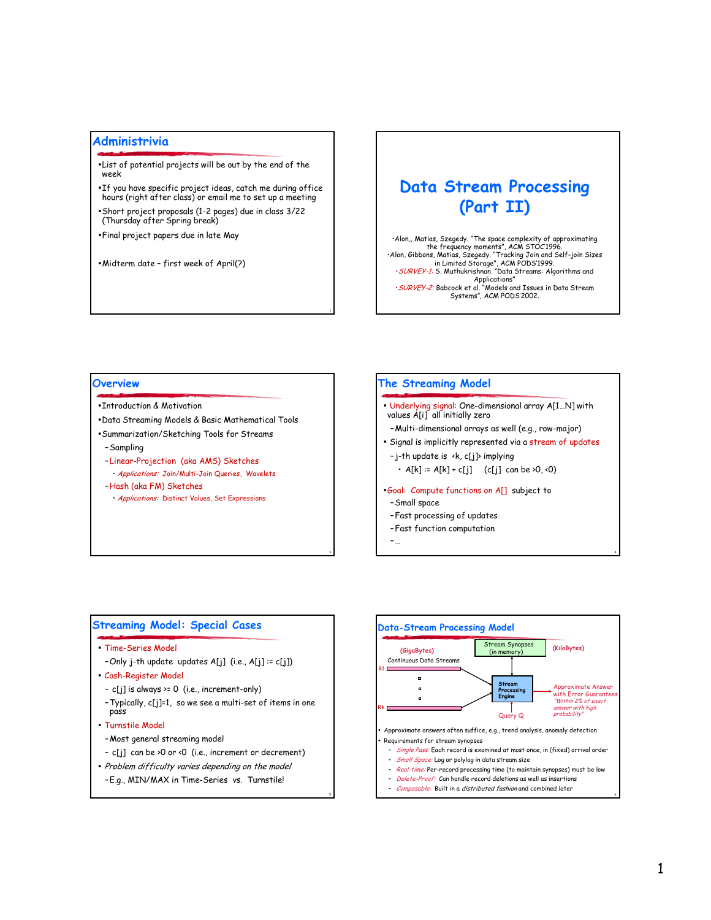## Administrivia

- List of potential projects will be out by the end of the week
- If you have specific project ideas, catch me during office hours (right after class) or email me to set up a meeting
- Short project proposals (1-2 pages) due in class 3/22 (Thursday after Spring break)
- Final project papers due in late May
- Midterm date – first week of April(?)

# Data Stream Processing (Part II)

- Alon,, Matias, Szegedy. "The space complexity of approximating the frequency moments", ACM STOC'1996.
- Alon, Gibbons, Matias, Szegedy. "Tracking Join and Self-join Sizes in Limited Storage", ACM PODS'1999.
- *SURVEY-1:* S. Muthukrishnan. "Data Streams: Algorithms and Applications"
- *SURVEY-2:* Babcock et al. "Models and Issues in Data Stream Systems", ACM PODS'2002.

## Overview

- Introduction & Motivation
- Data Streaming Models & Basic Mathematical Tools
- Summarization/Sketching Tools for Streams
  - Sampling
  - Linear-Projection (aka AMS) Sketches
    - *Applications:* Join/Multi-Join Queries, Wavelets
  - Hash (aka FM) Sketches
    - *Applications:* Distinct Values, Set Expressions

## The Streaming Model

- Underlying signal: One-dimensional array A[1…N] with values A[i] all initially zero
  - Multi-dimensional arrays as well (e.g., row-major)
- Signal is implicitly represented via a stream of updates
  - j-th update is <k, c[j]> implying
    - A[k] := A[k] + c[j]  (c[j] can be >0, <0)
- Goal: Compute functions on A[] subject to
  - Small space
  - Fast processing of updates
  - Fast function computation
  - …

## Streaming Model: Special Cases

- Time-Series Model
  - Only j-th update updates A[j] (i.e., A[j] := c[j])
- Cash-Register Model
  - c[j] is always >= 0 (i.e., increment-only)
  - Typically, c[j]=1, so we see a multi-set of items in one pass
- Turnstile Model
  - Most general streaming model
  - c[j] can be >0 or <0 (i.e., increment or decrement)
- *Problem difficulty varies depending on the model*
  - E.g., MIN/MAX in Time-Series vs. Turnstile!

## Data-Stream Processing Model

(GigaBytes) Continuous Data Streams R1 … Rk → Stream Processing Engine ↔ Stream Synopses (in memory) (KiloBytes); Query Q → Stream Processing Engine → Approximate Answer with Error Guarantees *"Within 2% of exact answer with high probability"*

- Approximate answers often suffice, e.g., trend analysis, anomaly detection
- Requirements for stream synopses
  - *Single Pass:* Each record is examined at most once, in (fixed) arrival order
  - *Small Space:* Log or polylog in data stream size
  - *Real-time:* Per-record processing time (to maintain synopses) must be low
  - *Delete-Proof:* Can handle record deletions as well as insertions
  - *Composable:* Built in a *distributed fashion* and combined later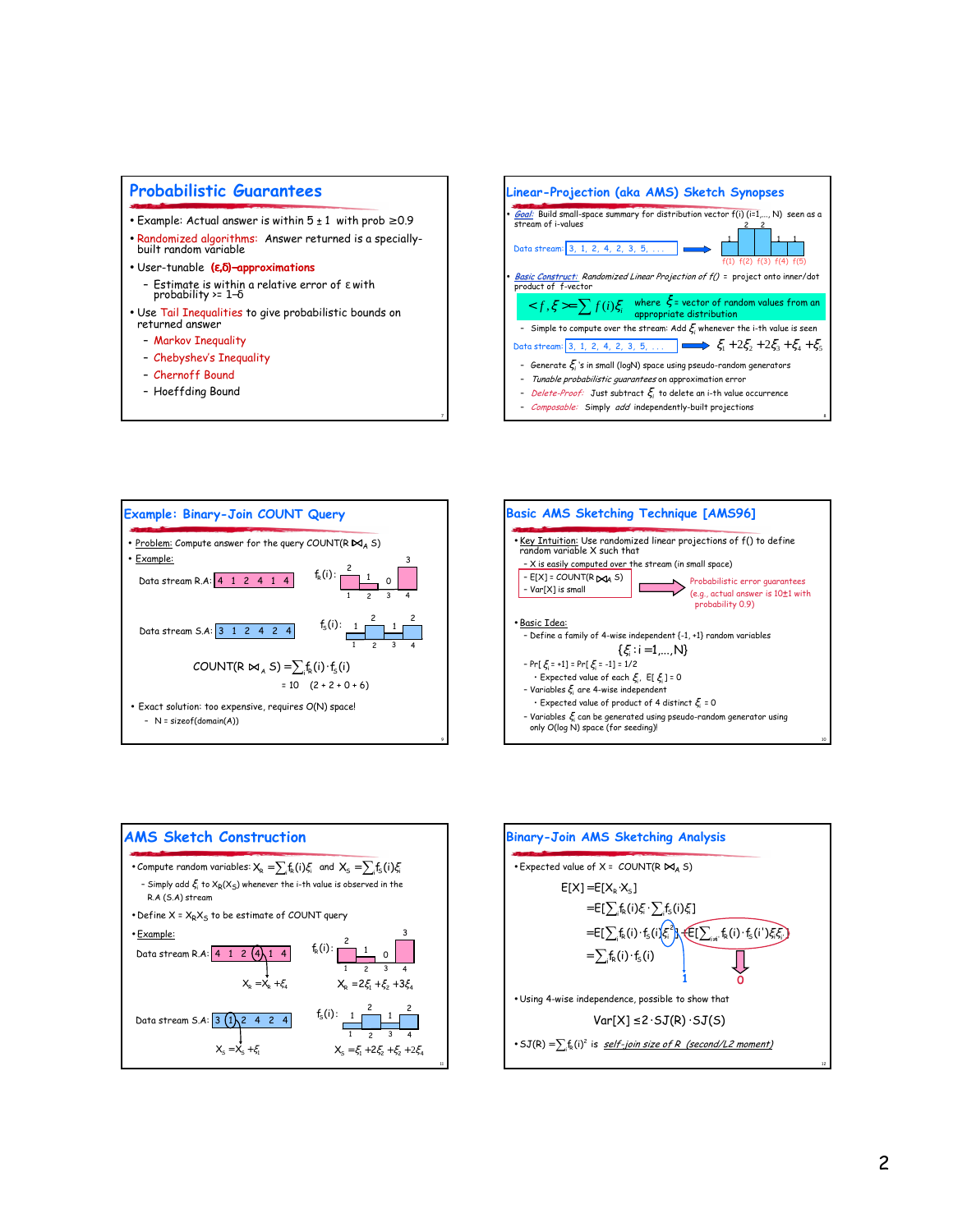## Probabilistic Guarantees

- Example: Actual answer is within 5 ± 1 with prob ≥0.9
- Randomized algorithms: Answer returned is a specially-built random variable
- User-tunable (ε,δ)–approximations
  - Estimate is within a relative error of ε with probability >= 1−δ
- Use Tail Inequalities to give probabilistic bounds on returned answer
  - Markov Inequality
  - Chebyshev's Inequality
  - Chernoff Bound
  - Hoeffding Bound

## Linear-Projection (aka AMS) Sketch Synopses

- *Goal:* Build small-space summary for distribution vector f(i) (i=1,..., N) seen as a stream of i-values

Data stream: 3, 1, 2, 4, 2, 3, 5, . . . → f(1) f(2) f(3) f(4) f(5) = 1, 2, 2, 1, 1

- *Basic Construct:* Randomized Linear Projection of f() = project onto inner/dot product of f-vector

$$< f, \xi > = \sum f(i) \xi_i$$ where $\xi$ = vector of random values from an appropriate distribution

- Simple to compute over the stream: Add $\xi_i$ whenever the i-th value is seen

Data stream: 3, 1, 2, 4, 2, 3, 5, . . . → $\xi_1 + 2\xi_2 + 2\xi_3 + \xi_4 + \xi_5$

- Generate $\xi_i$'s in small (logN) space using pseudo-random generators
- *Tunable probabilistic guarantees* on approximation error
- *Delete-Proof:* Just subtract $\xi_i$ to delete an i-th value occurrence
- *Composable:* Simply *add* independently-built projections

## Example: Binary-Join COUNT Query

- Problem: Compute answer for the query COUNT(R ⋈$_A$ S)
- Example:

Data stream R.A: 4 1 2 4 1 4 → $f_R(i)$: 2, 1, 0, 3 (i = 1, 2, 3, 4)

Data stream S.A: 3 1 2 4 2 4 → $f_S(i)$: 1, 2, 1, 2 (i = 1, 2, 3, 4)

$$\text{COUNT}(R \bowtie_A S) = \sum_i f_R(i) \cdot f_S(i)$$

= 10 (2 + 2 + 0 + 6)

- Exact solution: too expensive, requires O(N) space!
  - N = sizeof(domain(A))

## Basic AMS Sketching Technique [AMS96]

- Key Intuition: Use randomized linear projections of f() to define random variable X such that
  - X is easily computed over the stream (in small space)
  - E[X] = COUNT(R ⋈$_A$ S)
  - Var[X] is small

→ Probabilistic error guarantees (e.g., actual answer is 10±1 with probability 0.9)

- Basic Idea:
  - Define a family of 4-wise independent {-1, +1} random variables

$$\{\xi_i : i = 1,\ldots,N\}$$

  - Pr[ $\xi_i$ = +1] = Pr[ $\xi_i$ = -1] = 1/2
    - Expected value of each $\xi_i$, E[ $\xi_i$ ] = 0
  - Variables $\xi_i$ are 4-wise independent
    - Expected value of product of 4 distinct $\xi_i$ = 0
  - Variables $\xi_i$ can be generated using pseudo-random generator using only O(log N) space (for seeding)!

## AMS Sketch Construction

- Compute random variables: $X_R = \sum_i f_R(i)\xi_i$ and $X_S = \sum_i f_S(i)\xi_i$
  - Simply add $\xi_i$ to $X_R$($X_S$) whenever the i-th value is observed in the R.A (S.A) stream
- Define X = $X_R X_S$ to be estimate of COUNT query
- Example:

Data stream R.A: 4 1 2 4 1 4 → $X_R = X_R + \xi_4$; $f_R(i)$: 2, 1, 0, 3

$$X_R = 2\xi_1 + \xi_2 + 3\xi_4$$

Data stream S.A: 3 1 2 4 2 4 → $X_S = X_S + \xi_1$; $f_S(i)$: 1, 2, 1, 2

$$X_S = \xi_1 + 2\xi_2 + \xi_3 + 2\xi_4$$

## Binary-Join AMS Sketching Analysis

- Expected value of X = COUNT(R ⋈$_A$ S)

$$E[X] = E[X_R \cdot X_S]$$
$$= E[\sum_i f_R(i)\xi_i \cdot \sum_i f_S(i)\xi_i]$$
$$= E[\sum_i f_R(i) \cdot f_S(i)\xi_i^2] + E[\sum_{i \neq i'} f_R(i) \cdot f_S(i')\xi_i \xi_{i'}]$$
$$= \sum_i f_R(i) \cdot f_S(i)$$

($\xi_i^2$ = 1; the cross-term expectation = 0)

- Using 4-wise independence, possible to show that

$$Var[X] \leq 2 \cdot SJ(R) \cdot SJ(S)$$

- $SJ(R) = \sum_i f_R(i)^2$ is *self-join size of R (second/L2 moment)*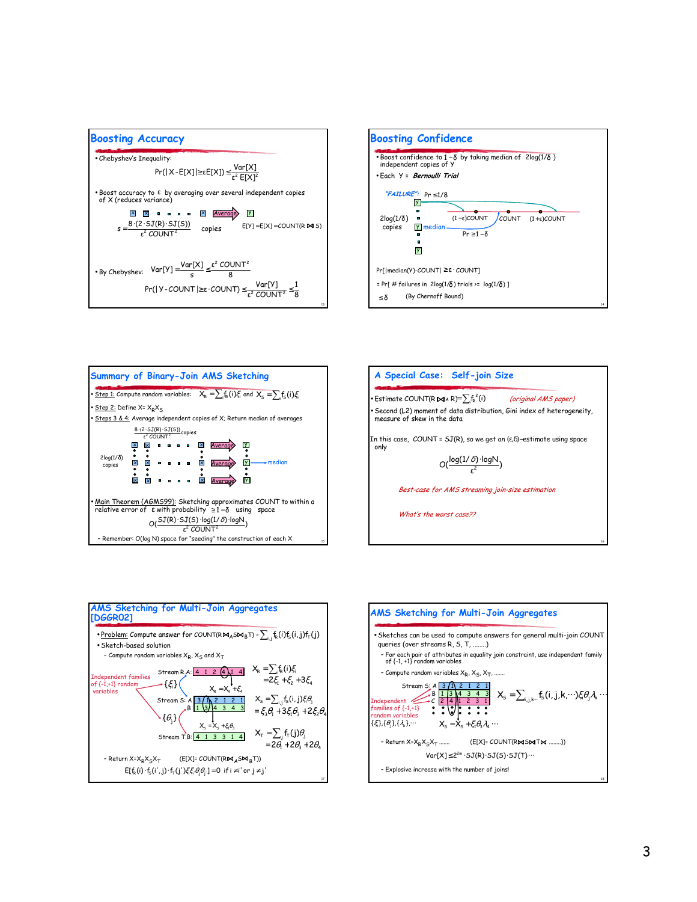## Boosting Accuracy

- Chebyshev's Inequality:

$$\Pr(|X - E[X]| \geq \epsilon E[X]) \leq \frac{Var[X]}{\epsilon^2 E[X]^2}$$

- Boost accuracy to $\epsilon$ by averaging over several independent copies of X (reduces variance)

$s = \frac{8 \cdot (2 \cdot SJ(R) \cdot SJ(S))}{\epsilon^2\ COUNT^2}$ copies X X ... X → Average → Y

$E[Y] = E[X] = COUNT(R \bowtie S)$

- By Chebyshev: $Var[Y] = \frac{Var[X]}{s} \leq \frac{\epsilon^2\ COUNT^2}{8}$

$$\Pr(|Y - COUNT| \geq \epsilon \cdot COUNT) \leq \frac{Var[Y]}{\epsilon^2\ COUNT^2} \leq \frac{1}{8}$$

## Boosting Confidence

- Boost confidence to $1-\delta$ by taking median of $2\log(1/\delta)$ independent copies of Y
- Each Y = *Bernoulli Trial*

"FAILURE": $\Pr \leq 1/8$

$2\log(1/\delta)$ copies; Y median; $(1-\epsilon)$COUNT, COUNT, $(1+\epsilon)$COUNT; $\Pr \geq 1-\delta$

$\Pr[|median(Y) - COUNT| \geq \epsilon \cdot COUNT]$

$= \Pr[\ \#\ \text{failures in } 2\log(1/\delta) \text{ trials} >= \log(1/\delta)\ ]$

$\leq \delta$ (By Chernoff Bound)

## Summary of Binary-Join AMS Sketching

- Step 1: Compute random variables: $X_R = \sum f_R(i)\xi_i$ and $X_S = \sum f_S(i)\xi_i$
- Step 2: Define $X = X_R X_S$
- Steps 3 & 4: Average independent copies of X; Return median of averages

$\frac{8 \cdot (2 \cdot SJ(R) \cdot SJ(S))}{\epsilon^2\ COUNT^2}$ copies; $2\log(1/\delta)$ copies; X X ... X → Average → Y → median

- Main Theorem (AGMS99): Sketching approximates COUNT to within a relative error of $\epsilon$ with probability $\geq 1-\delta$ using space

$$O\left(\frac{SJ(R) \cdot SJ(S) \cdot \log(1/\delta) \cdot \log N}{\epsilon^2\ COUNT^2}\right)$$

– Remember: O(log N) space for "seeding" the construction of each X

## A Special Case: Self-join Size

- Estimate $COUNT(R \bowtie_A R) = \sum f_R^2(i)$ *(original AMS paper)*
- Second (L2) moment of data distribution, Gini index of heterogeneity, measure of skew in the data

In this case, COUNT = SJ(R), so we get an $(\epsilon,\delta)$-estimate using space only

$$O\left(\frac{\log(1/\delta) \cdot \log N}{\epsilon^2}\right)$$

*Best-case for AMS streaming join-size estimation*

*What's the worst case??*

## AMS Sketching for Multi-Join Aggregates [DGGR02]

- Problem: Compute answer for $COUNT(R \bowtie_A S \bowtie_B T) = \sum_{i,j} f_R(i) f_S(i,j) f_T(j)$
- Sketch-based solution
  - Compute random variables $X_R$, $X_S$ and $X_T$

Independent families of {-1,+1} random variables $\{\xi_i\}$, $\{\theta_j\}$

Stream R.A: 4 1 2 4 1 4 — $X_R = \sum_i f_R(i)\xi_i = 2\xi_1 + \xi_2 + 3\xi_4$; $X_R = X_R + \xi_4$

Stream S: A: 3 1 2 1 2 1; B: 1 3 4 3 4 3 — $X_S = \sum_{i,j} f_S(i,j)\xi_i\theta_j = \xi_1\theta_1 + 3\xi_1\theta_3 + 2\xi_2\theta_4 + \ldots$; $X_S = X_S + \xi_1\theta_3$

Stream T.B: 4 1 3 3 1 4 — $X_T = \sum_j f_T(j)\theta_j = 2\theta_1 + 2\theta_3 + 2\theta_4$

– Return $X = X_R X_S X_T$ $\quad (E[X] = COUNT(R \bowtie_A S \bowtie_B T))$

$$E[f_R(i) \cdot f_S(i',j) \cdot f_T(j') \xi_i \xi_{i'} \theta_j \theta_{j'}] = 0 \text{ if } i \neq i' \text{ or } j \neq j'$$

## AMS Sketching for Multi-Join Aggregates

- Sketches can be used to compute answers for general multi-join COUNT queries (over streams R, S, T, ........)
  - For each pair of attributes in equality join constraint, use independent family of {-1, +1} random variables
  - Compute random variables $X_R$, $X_S$, $X_T$, .......

Independent families of {-1,+1} random variables $\{\xi_i\}, \{\theta_j\}, \{\lambda_k\}, \cdots$

Stream S: A: 3 1 2 1 2 1; B: 1 3 4 3 4 3; C: 2 4 1 2 3 1

$X_S = \sum_{i,j,k\ldots} f_S(i,j,k,\cdots)\xi_i\theta_j\lambda_k \cdots$; $X_S = X_S + \xi_1\theta_3\lambda_4 \cdots$

– Return $X = X_R X_S X_T$ ....... $\quad (E[X] = COUNT(R \bowtie S \bowtie T \bowtie \ldots\ldots))$

$$Var[X] \leq 2^{2m} \cdot SJ(R) \cdot SJ(S) \cdot SJ(T) \cdots$$

– Explosive increase with the number of joins!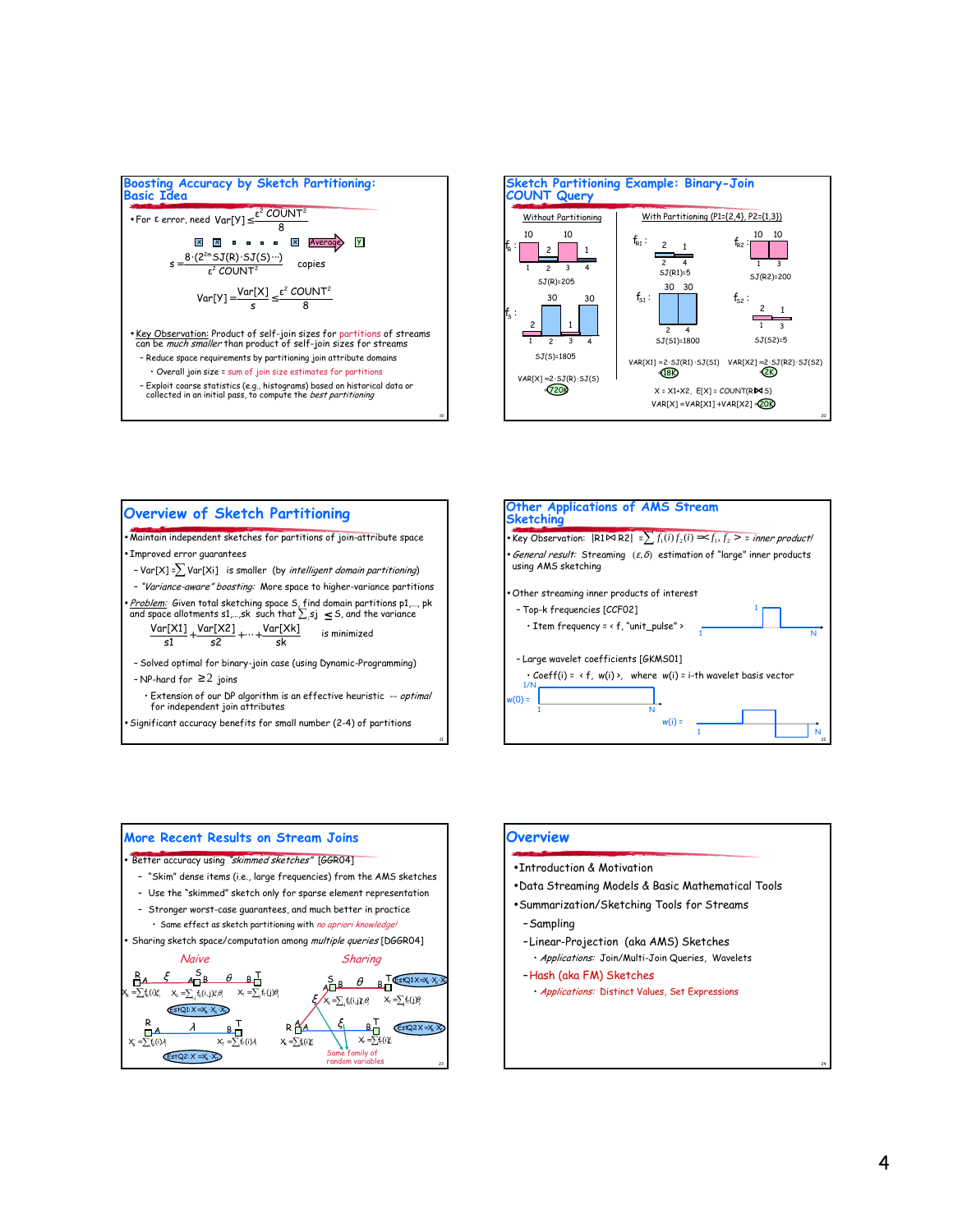## Boosting Accuracy by Sketch Partitioning: Basic Idea

- For ε error, need $Var[Y] \le \frac{\varepsilon^2 \, COUNT^2}{8}$

X X ... X → Average → Y

$$s = \frac{8 \cdot (2^{2m} SJ(R) \cdot SJ(S) \cdots)}{\varepsilon^2 \, COUNT^2} \quad \text{copies}$$

$$Var[Y] = \frac{Var[X]}{s} \le \frac{\varepsilon^2 \, COUNT^2}{8}$$

- Key Observation: Product of self-join sizes for partitions of streams can be *much smaller* than product of self-join sizes for streams
  - Reduce space requirements by partitioning join attribute domains
    - Overall join size = sum of join size estimates for partitions
  - Exploit coarse statistics (e.g., histograms) based on historical data or collected in an initial pass, to compute the *best partitioning*

## Sketch Partitioning Example: Binary-Join COUNT Query

Without Partitioning

$f_R$: values 10, 2, 10, 1 at 1, 2, 3, 4 — SJ(R)=205

$f_S$: values 2, 30, 1, 30 at 1, 2, 3, 4 — SJ(S)=1805

$VAR[X] \approx 2 \cdot SJ(R) \cdot SJ(S)$ ≈ 720K

With Partitioning (P1={2,4}, P2={1,3})

$f_{R1}$: 2, 1 at 2, 4 — SJ(R1)=5; $f_{R2}$: 10, 10 at 1, 3 — SJ(R2)=200

$f_{S1}$: 30, 30 at 2, 4 — SJ(S1)=1800; $f_{S2}$: 2, 1 at 1, 3 — SJ(S2)=5

$VAR[X1] \approx 2 \cdot SJ(R1) \cdot SJ(S1)$ ≈ 18K  $VAR[X2] \approx 2 \cdot SJ(R2) \cdot SJ(S2)$ ≈ 2K

$X = X1+X2$, $E[X] = COUNT(R \bowtie S)$

$VAR[X] = VAR[X1] + VAR[X2]$ ≈ 20K

## Overview of Sketch Partitioning

- Maintain independent sketches for partitions of join-attribute space
- Improved error guarantees
  - $Var[X] = \sum Var[Xi]$ is smaller (by *intelligent domain partitioning*)
  - *"Variance-aware" boosting:* More space to higher-variance partitions
- *Problem:* Given total sketching space S, find domain partitions p1,..., pk and space allotments s1,...,sk such that $\sum_j sj \le S$, and the variance

$$\frac{Var[X1]}{s1} + \frac{Var[X2]}{s2} + \cdots + \frac{Var[Xk]}{sk} \quad \text{is minimized}$$

  - Solved optimal for binary-join case (using Dynamic-Programming)
  - NP-hard for $\ge 2$ joins
    - Extension of our DP algorithm is an effective heuristic -- *optimal* for independent join attributes
- Significant accuracy benefits for small number (2-4) of partitions

## Other Applications of AMS Stream Sketching

- Key Observation: $|R1 \bowtie R2| = \sum f_1(i) f_2(i) = \langle f_1, f_2 \rangle$ = *inner product!*
- *General result:* Streaming $(\varepsilon, \delta)$ estimation of "large" inner products using AMS sketching
- Other streaming inner products of interest
  - Top-k frequencies [CCF02]
    - Item frequency = < f, "unit_pulse" >
  - Large wavelet coefficients [GKMS01]
    - Coeff(i) = < f, w(i) >, where w(i) = i-th wavelet basis vector

## More Recent Results on Stream Joins

- Better accuracy using *"skimmed sketches"* [GGR04]
  - "Skim" dense items (i.e., large frequencies) from the AMS sketches
  - Use the "skimmed" sketch only for sparse element representation
  - Stronger worst-case guarantees, and much better in practice
    - Same effect as sketch partitioning with *no apriori knowledge!*
- Sharing sketch space/computation among *multiple queries* [DGGR04]

Naive: EstQ1: $X = X_R \cdot X_S \cdot X_T$ (using ξ, θ); EstQ2: $X = X_R \cdot X_T$ (using λ)

Sharing: EstQ1 $X = X_R \cdot X_S \cdot X_T$; EstQ2 $X = X_R \cdot X_T$ — Same family of random variables

## Overview

- Introduction & Motivation
- Data Streaming Models & Basic Mathematical Tools
- Summarization/Sketching Tools for Streams
  - Sampling
  - Linear-Projection (aka AMS) Sketches
    - *Applications:* Join/Multi-Join Queries, Wavelets
  - Hash (aka FM) Sketches
    - *Applications:* Distinct Values, Set Expressions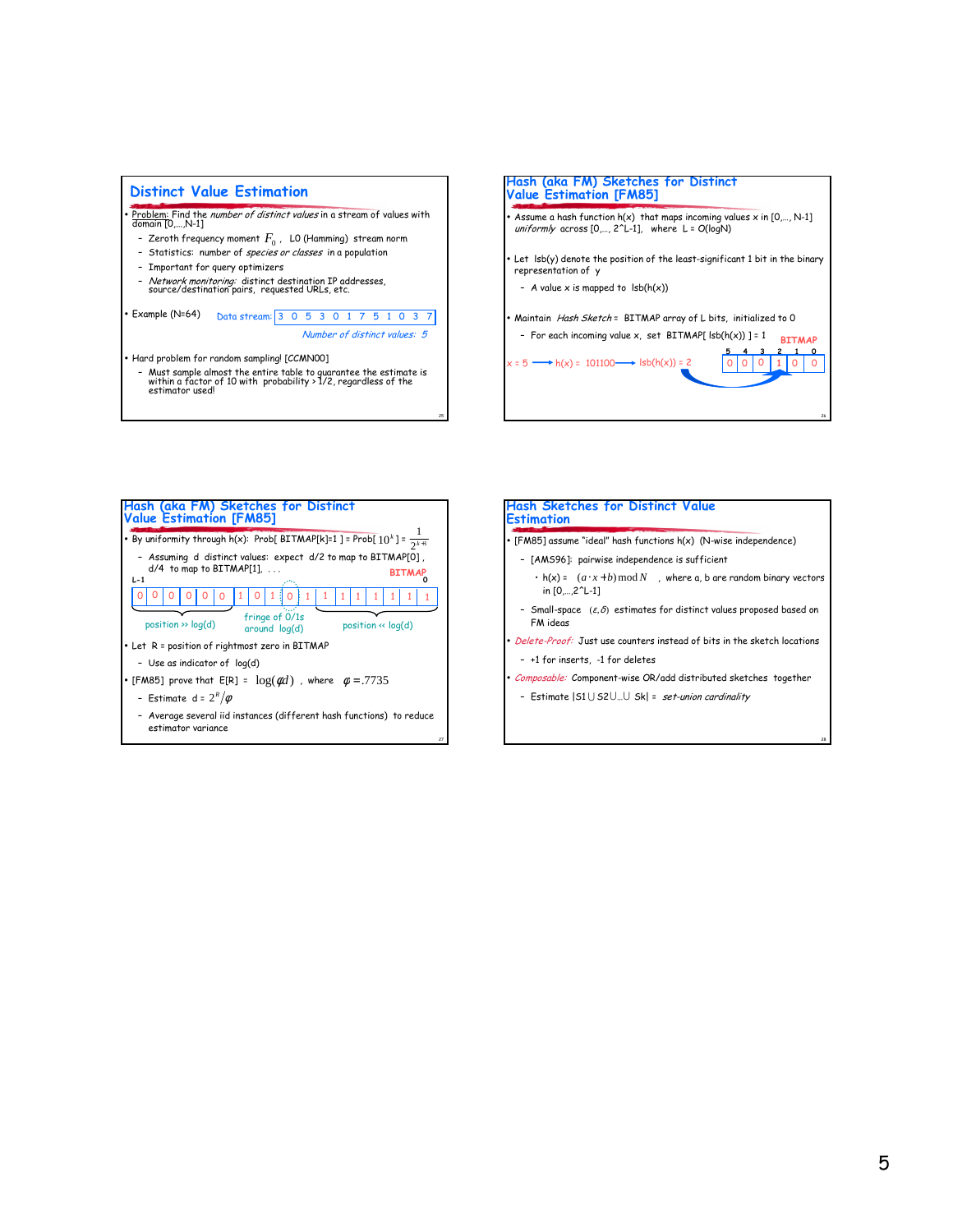## Distinct Value Estimation

- Problem: Find the *number of distinct values* in a stream of values with domain [0,...,N-1]
  - Zeroth frequency moment $F_0$ , L0 (Hamming) stream norm
  - Statistics: number of *species or classes* in a population
  - Important for query optimizers
  - *Network monitoring:* distinct destination IP addresses, source/destination pairs, requested URLs, etc.
- Example (N=64) Data stream: 3 0 5 3 0 1 7 5 1 0 3 7

  *Number of distinct values: 5*
- Hard problem for random sampling! [CCMN00]
  - Must sample almost the entire table to guarantee the estimate is within a factor of 10 with probability > 1/2, regardless of the estimator used!

## Hash (aka FM) Sketches for Distinct Value Estimation [FM85]

- Assume a hash function h(x) that maps incoming values x in [0,..., N-1] *uniformly* across [0,..., 2^L-1], where L = O(logN)
- Let lsb(y) denote the position of the least-significant 1 bit in the binary representation of y
  - A value x is mapped to lsb(h(x))
- Maintain *Hash Sketch* = BITMAP array of L bits, initialized to 0
  - For each incoming value x, set BITMAP[ lsb(h(x)) ] = 1

x = 5 → h(x) = 101100 → lsb(h(x)) = 2

BITMAP

5 4 3 2 1 0

0 0 0 1 0 0

## Hash (aka FM) Sketches for Distinct Value Estimation [FM85]

- By uniformity through h(x): Prob[ BITMAP[k]=1 ] = Prob[ $10^k$ ] = $\frac{1}{2^{k+1}}$
  - Assuming d distinct values: expect d/2 to map to BITMAP[0] , d/4 to map to BITMAP[1], . . .

BITMAP

L-1 ... 0

0 0 0 0 0 0 1 0 1 0 1 1 1 1 1 1 1 1

position >> log(d) fringe of 0/1s around log(d) position << log(d)

- Let R = position of rightmost zero in BITMAP
  - Use as indicator of log(d)
- [FM85] prove that E[R] = $\log(\varphi d)$ , where $\varphi = .7735$
  - Estimate d = $2^R/\varphi$
  - Average several iid instances (different hash functions) to reduce estimator variance

## Hash Sketches for Distinct Value Estimation

- [FM85] assume "ideal" hash functions h(x) (N-wise independence)
  - [AMS96]: pairwise independence is sufficient
    - h(x) = $(a \cdot x + b) \bmod N$ , where a, b are random binary vectors in [0,...,2^L-1]
  - Small-space $(\varepsilon, \delta)$ estimates for distinct values proposed based on FM ideas
- *Delete-Proof:* Just use counters instead of bits in the sketch locations
  - +1 for inserts, -1 for deletes
- *Composable:* Component-wise OR/add distributed sketches together
  - Estimate |S1 ⋃ S2 ⋃... ⋃ Sk| = *set-union cardinality*